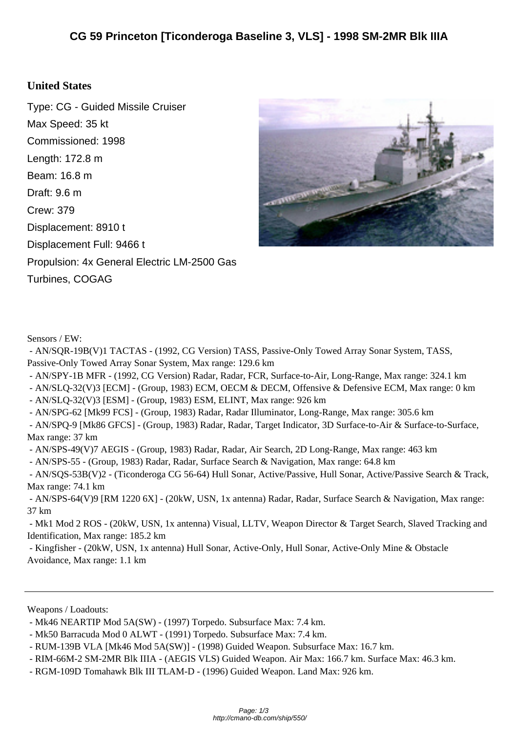# CG 59 Princeton [Ticonderoga Baseline 3, VLS] - 1998 SM-2MR Blk IIIA

**United States**

Type: CG - Guided Missile Cruiser
Max Speed: 35 kt
Commissioned: 1998
Length: 172.8 m
Beam: 16.8 m
Draft: 9.6 m
Crew: 379
Displacement: 8910 t
Displacement Full: 9466 t
Propulsion: 4x General Electric LM-2500 Gas Turbines, COGAG

Sensors / EW:

- AN/SQR-19B(V)1 TACTAS - (1992, CG Version) TASS, Passive-Only Towed Array Sonar System, TASS, Passive-Only Towed Array Sonar System, Max range: 129.6 km
- AN/SPY-1B MFR - (1992, CG Version) Radar, Radar, FCR, Surface-to-Air, Long-Range, Max range: 324.1 km
- AN/SLQ-32(V)3 [ECM] - (Group, 1983) ECM, OECM & DECM, Offensive & Defensive ECM, Max range: 0 km
- AN/SLQ-32(V)3 [ESM] - (Group, 1983) ESM, ELINT, Max range: 926 km
- AN/SPG-62 [Mk99 FCS] - (Group, 1983) Radar, Radar Illuminator, Long-Range, Max range: 305.6 km
- AN/SPQ-9 [Mk86 GFCS] - (Group, 1983) Radar, Radar, Target Indicator, 3D Surface-to-Air & Surface-to-Surface, Max range: 37 km
- AN/SPS-49(V)7 AEGIS - (Group, 1983) Radar, Radar, Air Search, 2D Long-Range, Max range: 463 km
- AN/SPS-55 - (Group, 1983) Radar, Radar, Surface Search & Navigation, Max range: 64.8 km
- AN/SQS-53B(V)2 - (Ticonderoga CG 56-64) Hull Sonar, Active/Passive, Hull Sonar, Active/Passive Search & Track, Max range: 74.1 km
- AN/SPS-64(V)9 [RM 1220 6X] - (20kW, USN, 1x antenna) Radar, Radar, Surface Search & Navigation, Max range: 37 km
- Mk1 Mod 2 ROS - (20kW, USN, 1x antenna) Visual, LLTV, Weapon Director & Target Search, Slaved Tracking and Identification, Max range: 185.2 km
- Kingfisher - (20kW, USN, 1x antenna) Hull Sonar, Active-Only, Hull Sonar, Active-Only Mine & Obstacle Avoidance, Max range: 1.1 km

---

Weapons / Loadouts:

- Mk46 NEARTIP Mod 5A(SW) - (1997) Torpedo. Subsurface Max: 7.4 km.
- Mk50 Barracuda Mod 0 ALWT - (1991) Torpedo. Subsurface Max: 7.4 km.
- RUM-139B VLA [Mk46 Mod 5A(SW)] - (1998) Guided Weapon. Subsurface Max: 16.7 km.
- RIM-66M-2 SM-2MR Blk IIIA - (AEGIS VLS) Guided Weapon. Air Max: 166.7 km. Surface Max: 46.3 km.
- RGM-109D Tomahawk Blk III TLAM-D - (1996) Guided Weapon. Land Max: 926 km.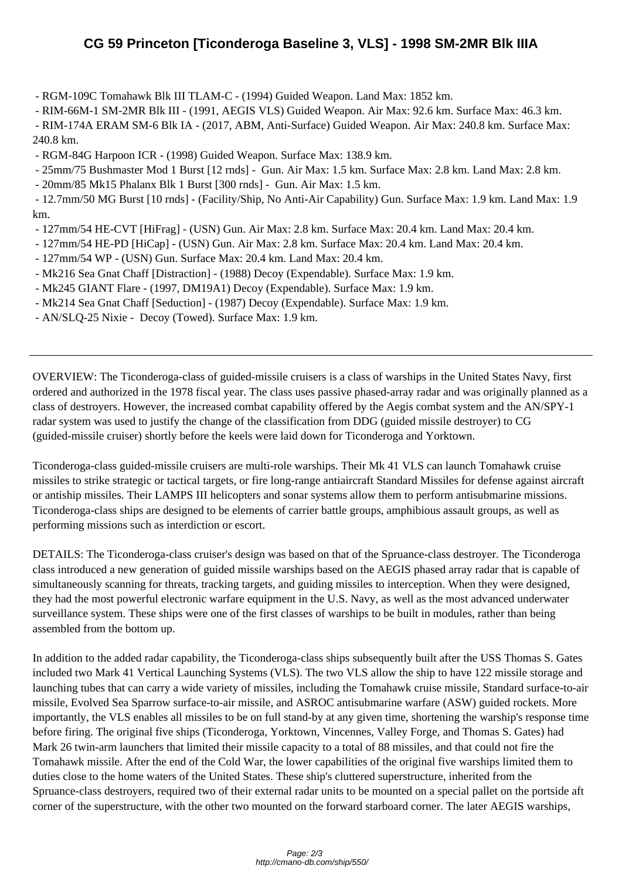# CG 59 Princeton [Ticonderoga Baseline 3, VLS] - 1998 SM-2MR Blk IIIA

- RGM-109C Tomahawk Blk III TLAM-C - (1994) Guided Weapon. Land Max: 1852 km.
- RIM-66M-1 SM-2MR Blk III - (1991, AEGIS VLS) Guided Weapon. Air Max: 92.6 km. Surface Max: 46.3 km.
- RIM-174A ERAM SM-6 Blk IA - (2017, ABM, Anti-Surface) Guided Weapon. Air Max: 240.8 km. Surface Max: 240.8 km.
- RGM-84G Harpoon ICR - (1998) Guided Weapon. Surface Max: 138.9 km.
- 25mm/75 Bushmaster Mod 1 Burst [12 rnds] - Gun. Air Max: 1.5 km. Surface Max: 2.8 km. Land Max: 2.8 km.
- 20mm/85 Mk15 Phalanx Blk 1 Burst [300 rnds] - Gun. Air Max: 1.5 km.
- 12.7mm/50 MG Burst [10 rnds] - (Facility/Ship, No Anti-Air Capability) Gun. Surface Max: 1.9 km. Land Max: 1.9 km.
- 127mm/54 HE-CVT [HiFrag] - (USN) Gun. Air Max: 2.8 km. Surface Max: 20.4 km. Land Max: 20.4 km.
- 127mm/54 HE-PD [HiCap] - (USN) Gun. Air Max: 2.8 km. Surface Max: 20.4 km. Land Max: 20.4 km.
- 127mm/54 WP - (USN) Gun. Surface Max: 20.4 km. Land Max: 20.4 km.
- Mk216 Sea Gnat Chaff [Distraction] - (1988) Decoy (Expendable). Surface Max: 1.9 km.
- Mk245 GIANT Flare - (1997, DM19A1) Decoy (Expendable). Surface Max: 1.9 km.
- Mk214 Sea Gnat Chaff [Seduction] - (1987) Decoy (Expendable). Surface Max: 1.9 km.
- AN/SLQ-25 Nixie - Decoy (Towed). Surface Max: 1.9 km.

---

OVERVIEW: The Ticonderoga-class of guided-missile cruisers is a class of warships in the United States Navy, first ordered and authorized in the 1978 fiscal year. The class uses passive phased-array radar and was originally planned as a class of destroyers. However, the increased combat capability offered by the Aegis combat system and the AN/SPY-1 radar system was used to justify the change of the classification from DDG (guided missile destroyer) to CG (guided-missile cruiser) shortly before the keels were laid down for Ticonderoga and Yorktown.

Ticonderoga-class guided-missile cruisers are multi-role warships. Their Mk 41 VLS can launch Tomahawk cruise missiles to strike strategic or tactical targets, or fire long-range antiaircraft Standard Missiles for defense against aircraft or antiship missiles. Their LAMPS III helicopters and sonar systems allow them to perform antisubmarine missions. Ticonderoga-class ships are designed to be elements of carrier battle groups, amphibious assault groups, as well as performing missions such as interdiction or escort.

DETAILS: The Ticonderoga-class cruiser's design was based on that of the Spruance-class destroyer. The Ticonderoga class introduced a new generation of guided missile warships based on the AEGIS phased array radar that is capable of simultaneously scanning for threats, tracking targets, and guiding missiles to interception. When they were designed, they had the most powerful electronic warfare equipment in the U.S. Navy, as well as the most advanced underwater surveillance system. These ships were one of the first classes of warships to be built in modules, rather than being assembled from the bottom up.

In addition to the added radar capability, the Ticonderoga-class ships subsequently built after the USS Thomas S. Gates included two Mark 41 Vertical Launching Systems (VLS). The two VLS allow the ship to have 122 missile storage and launching tubes that can carry a wide variety of missiles, including the Tomahawk cruise missile, Standard surface-to-air missile, Evolved Sea Sparrow surface-to-air missile, and ASROC antisubmarine warfare (ASW) guided rockets. More importantly, the VLS enables all missiles to be on full stand-by at any given time, shortening the warship's response time before firing. The original five ships (Ticonderoga, Yorktown, Vincennes, Valley Forge, and Thomas S. Gates) had Mark 26 twin-arm launchers that limited their missile capacity to a total of 88 missiles, and that could not fire the Tomahawk missile. After the end of the Cold War, the lower capabilities of the original five warships limited them to duties close to the home waters of the United States. These ship's cluttered superstructure, inherited from the Spruance-class destroyers, required two of their external radar units to be mounted on a special pallet on the portside aft corner of the superstructure, with the other two mounted on the forward starboard corner. The later AEGIS warships,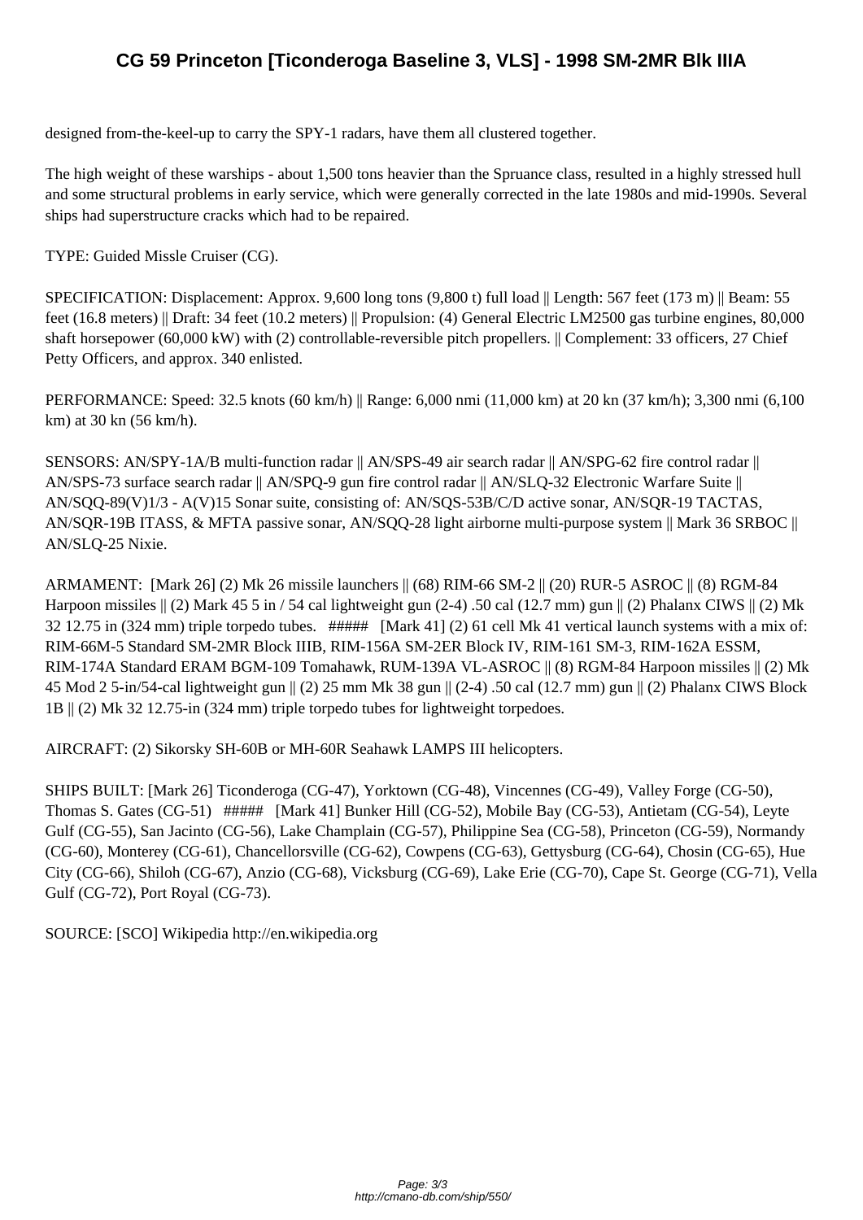designed from-the-keel-up to carry the SPY-1 radars, have them all clustered together.

The high weight of these warships - about 1,500 tons heavier than the Spruance class, resulted in a highly stressed hull and some structural problems in early service, which were generally corrected in the late 1980s and mid-1990s. Several ships had superstructure cracks which had to be repaired.

TYPE: Guided Missle Cruiser (CG).

SPECIFICATION: Displacement: Approx. 9,600 long tons (9,800 t) full load || Length: 567 feet (173 m) || Beam: 55 feet (16.8 meters) || Draft: 34 feet (10.2 meters) || Propulsion: (4) General Electric LM2500 gas turbine engines, 80,000 shaft horsepower (60,000 kW) with (2) controllable-reversible pitch propellers. || Complement: 33 officers, 27 Chief Petty Officers, and approx. 340 enlisted.

PERFORMANCE: Speed: 32.5 knots (60 km/h) || Range: 6,000 nmi (11,000 km) at 20 kn (37 km/h); 3,300 nmi (6,100 km) at 30 kn (56 km/h).

SENSORS: AN/SPY-1A/B multi-function radar || AN/SPS-49 air search radar || AN/SPG-62 fire control radar || AN/SPS-73 surface search radar || AN/SPQ-9 gun fire control radar || AN/SLQ-32 Electronic Warfare Suite || AN/SQQ-89(V)1/3 - A(V)15 Sonar suite, consisting of: AN/SQS-53B/C/D active sonar, AN/SQR-19 TACTAS, AN/SQR-19B ITASS, & MFTA passive sonar, AN/SQQ-28 light airborne multi-purpose system || Mark 36 SRBOC || AN/SLQ-25 Nixie.

ARMAMENT: [Mark 26] (2) Mk 26 missile launchers || (68) RIM-66 SM-2 || (20) RUR-5 ASROC || (8) RGM-84 Harpoon missiles || (2) Mark 45 5 in / 54 cal lightweight gun (2-4) .50 cal (12.7 mm) gun || (2) Phalanx CIWS || (2) Mk 32 12.75 in (324 mm) triple torpedo tubes. ##### [Mark 41] (2) 61 cell Mk 41 vertical launch systems with a mix of: RIM-66M-5 Standard SM-2MR Block IIIB, RIM-156A SM-2ER Block IV, RIM-161 SM-3, RIM-162A ESSM, RIM-174A Standard ERAM BGM-109 Tomahawk, RUM-139A VL-ASROC || (8) RGM-84 Harpoon missiles || (2) Mk 45 Mod 2 5-in/54-cal lightweight gun || (2) 25 mm Mk 38 gun || (2-4) .50 cal (12.7 mm) gun || (2) Phalanx CIWS Block 1B || (2) Mk 32 12.75-in (324 mm) triple torpedo tubes for lightweight torpedoes.

AIRCRAFT: (2) Sikorsky SH-60B or MH-60R Seahawk LAMPS III helicopters.

SHIPS BUILT: [Mark 26] Ticonderoga (CG-47), Yorktown (CG-48), Vincennes (CG-49), Valley Forge (CG-50), Thomas S. Gates (CG-51) ##### [Mark 41] Bunker Hill (CG-52), Mobile Bay (CG-53), Antietam (CG-54), Leyte Gulf (CG-55), San Jacinto (CG-56), Lake Champlain (CG-57), Philippine Sea (CG-58), Princeton (CG-59), Normandy (CG-60), Monterey (CG-61), Chancellorsville (CG-62), Cowpens (CG-63), Gettysburg (CG-64), Chosin (CG-65), Hue City (CG-66), Shiloh (CG-67), Anzio (CG-68), Vicksburg (CG-69), Lake Erie (CG-70), Cape St. George (CG-71), Vella Gulf (CG-72), Port Royal (CG-73).

SOURCE: [SCO] Wikipedia http://en.wikipedia.org